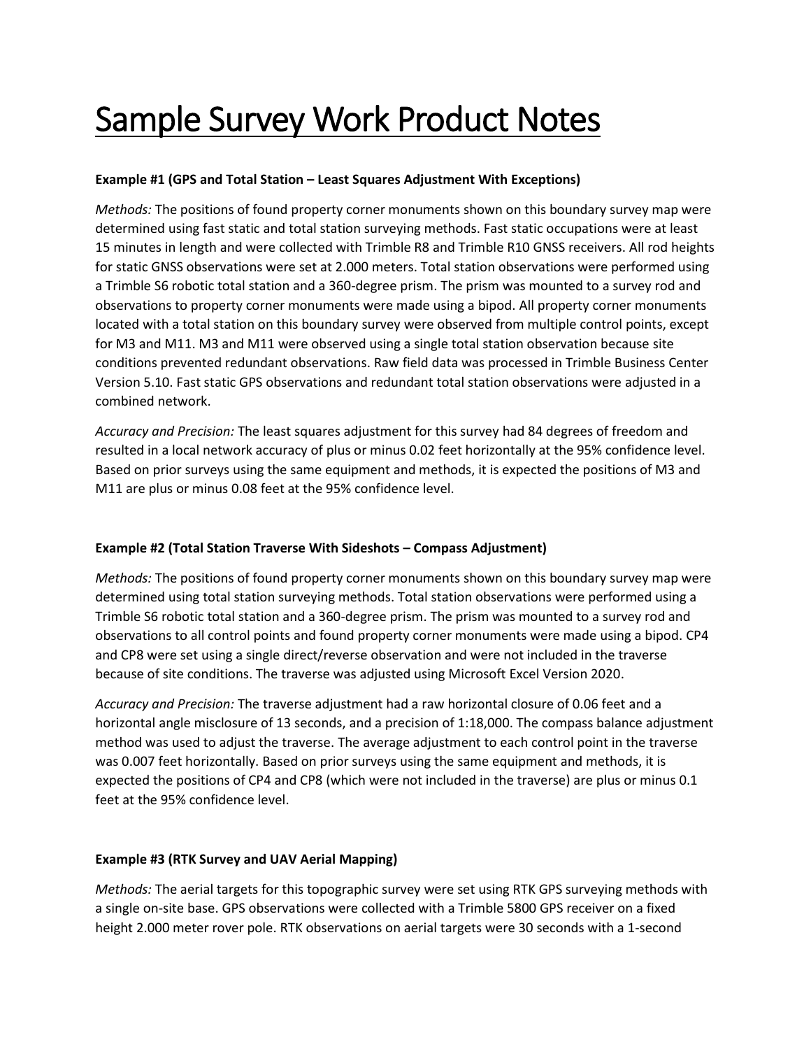# Sample Survey Work Product Notes

**Example #1 (GPS and Total Station – Least Squares Adjustment With Exceptions)**

*Methods:* The positions of found property corner monuments shown on this boundary survey map were determined using fast static and total station surveying methods. Fast static occupations were at least 15 minutes in length and were collected with Trimble R8 and Trimble R10 GNSS receivers. All rod heights for static GNSS observations were set at 2.000 meters. Total station observations were performed using a Trimble S6 robotic total station and a 360-degree prism. The prism was mounted to a survey rod and observations to property corner monuments were made using a bipod. All property corner monuments located with a total station on this boundary survey were observed from multiple control points, except for M3 and M11. M3 and M11 were observed using a single total station observation because site conditions prevented redundant observations. Raw field data was processed in Trimble Business Center Version 5.10. Fast static GPS observations and redundant total station observations were adjusted in a combined network.

*Accuracy and Precision:* The least squares adjustment for this survey had 84 degrees of freedom and resulted in a local network accuracy of plus or minus 0.02 feet horizontally at the 95% confidence level. Based on prior surveys using the same equipment and methods, it is expected the positions of M3 and M11 are plus or minus 0.08 feet at the 95% confidence level.

**Example #2 (Total Station Traverse With Sideshots – Compass Adjustment)**

*Methods:* The positions of found property corner monuments shown on this boundary survey map were determined using total station surveying methods. Total station observations were performed using a Trimble S6 robotic total station and a 360-degree prism. The prism was mounted to a survey rod and observations to all control points and found property corner monuments were made using a bipod. CP4 and CP8 were set using a single direct/reverse observation and were not included in the traverse because of site conditions. The traverse was adjusted using Microsoft Excel Version 2020.

*Accuracy and Precision:* The traverse adjustment had a raw horizontal closure of 0.06 feet and a horizontal angle misclosure of 13 seconds, and a precision of 1:18,000. The compass balance adjustment method was used to adjust the traverse. The average adjustment to each control point in the traverse was 0.007 feet horizontally. Based on prior surveys using the same equipment and methods, it is expected the positions of CP4 and CP8 (which were not included in the traverse) are plus or minus 0.1 feet at the 95% confidence level.

**Example #3 (RTK Survey and UAV Aerial Mapping)**

*Methods:* The aerial targets for this topographic survey were set using RTK GPS surveying methods with a single on-site base. GPS observations were collected with a Trimble 5800 GPS receiver on a fixed height 2.000 meter rover pole. RTK observations on aerial targets were 30 seconds with a 1-second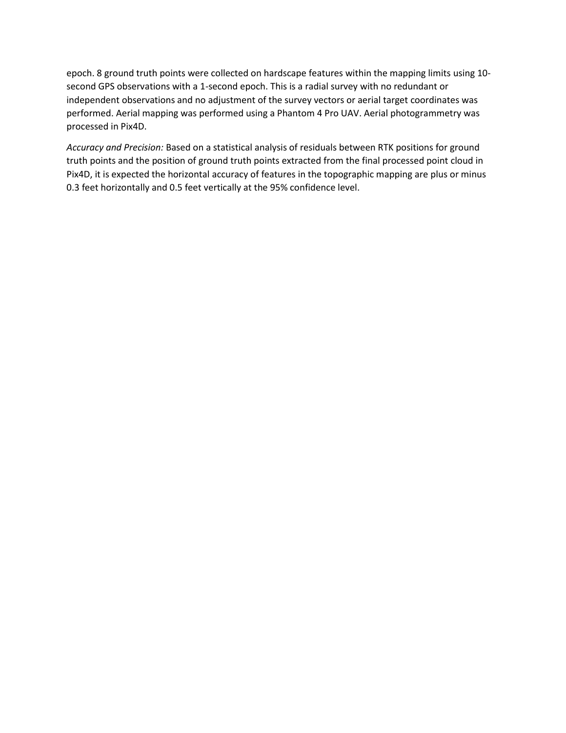epoch. 8 ground truth points were collected on hardscape features within the mapping limits using 10-second GPS observations with a 1-second epoch. This is a radial survey with no redundant or independent observations and no adjustment of the survey vectors or aerial target coordinates was performed. Aerial mapping was performed using a Phantom 4 Pro UAV. Aerial photogrammetry was processed in Pix4D.

*Accuracy and Precision:* Based on a statistical analysis of residuals between RTK positions for ground truth points and the position of ground truth points extracted from the final processed point cloud in Pix4D, it is expected the horizontal accuracy of features in the topographic mapping are plus or minus 0.3 feet horizontally and 0.5 feet vertically at the 95% confidence level.